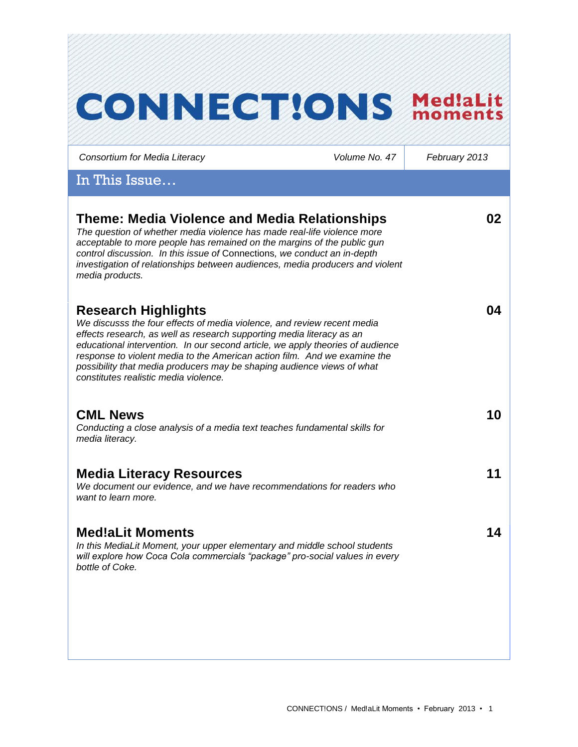# CONNECT!ONS Med!aLit moments

*Consortium for Media Literacy* | *Volume No. 47* | *February 2013*

## In This Issue…

### Theme: Media Violence and Media Relationships — 02

*The question of whether media violence has made real-life violence more acceptable to more people has remained on the margins of the public gun control discussion. In this issue of* Connections*, we conduct an in-depth investigation of relationships between audiences, media producers and violent media products.*

### Research Highlights — 04

*We discusss the four effects of media violence, and review recent media effects research, as well as research supporting media literacy as an educational intervention. In our second article, we apply theories of audience response to violent media to the American action film. And we examine the possibility that media producers may be shaping audience views of what constitutes realistic media violence.*

### CML News — 10

*Conducting a close analysis of a media text teaches fundamental skills for media literacy.*

### Media Literacy Resources — 11

*We document our evidence, and we have recommendations for readers who want to learn more.*

### Med!aLit Moments — 14

*In this MediaLit Moment, your upper elementary and middle school students will explore how Coca Cola commercials "package" pro-social values in every bottle of Coke.*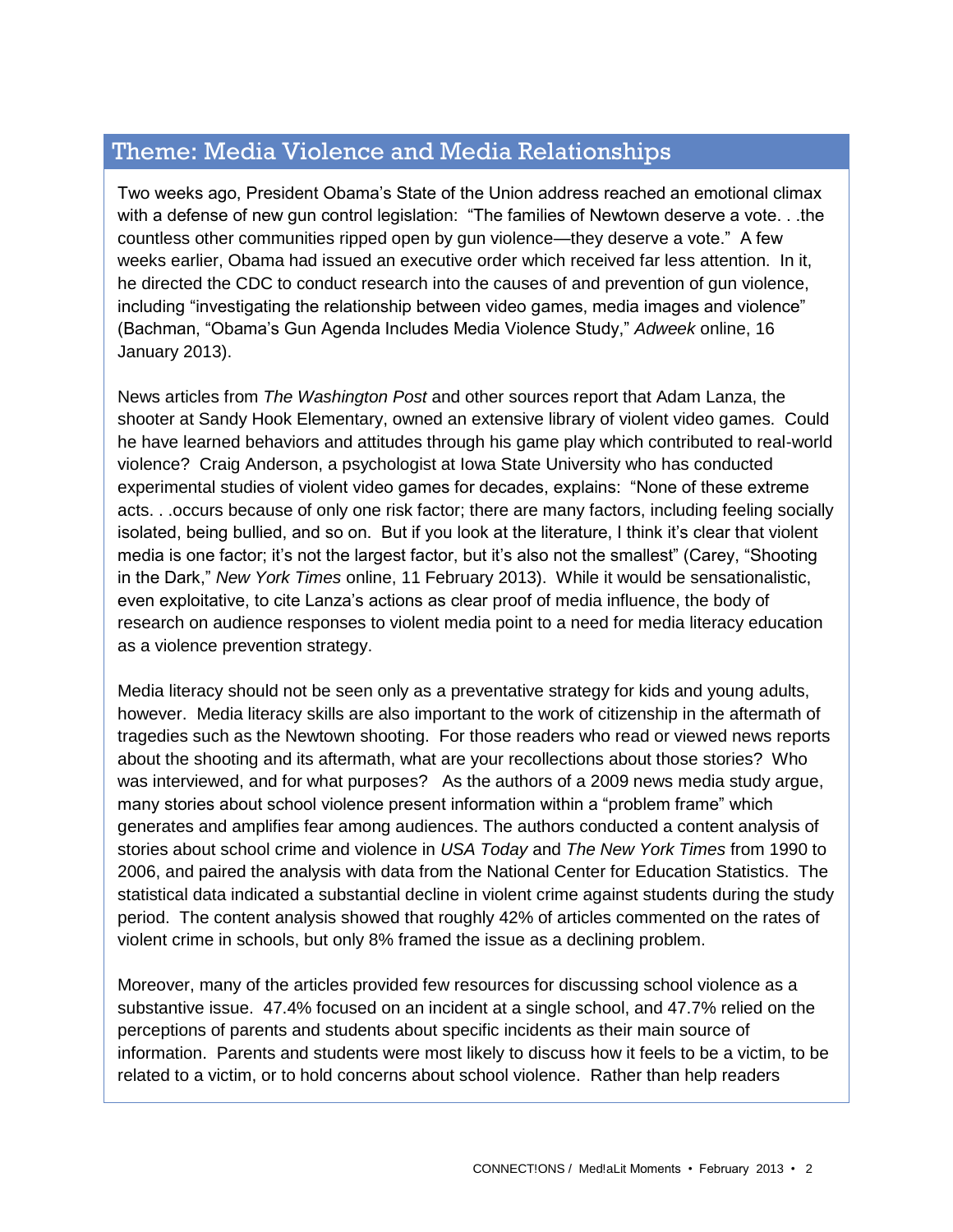## Theme: Media Violence and Media Relationships

Two weeks ago, President Obama's State of the Union address reached an emotional climax with a defense of new gun control legislation: "The families of Newtown deserve a vote. . .the countless other communities ripped open by gun violence—they deserve a vote." A few weeks earlier, Obama had issued an executive order which received far less attention. In it, he directed the CDC to conduct research into the causes of and prevention of gun violence, including "investigating the relationship between video games, media images and violence" (Bachman, "Obama's Gun Agenda Includes Media Violence Study," *Adweek* online, 16 January 2013).

News articles from *The Washington Post* and other sources report that Adam Lanza, the shooter at Sandy Hook Elementary, owned an extensive library of violent video games. Could he have learned behaviors and attitudes through his game play which contributed to real-world violence? Craig Anderson, a psychologist at Iowa State University who has conducted experimental studies of violent video games for decades, explains: "None of these extreme acts. . .occurs because of only one risk factor; there are many factors, including feeling socially isolated, being bullied, and so on. But if you look at the literature, I think it's clear that violent media is one factor; it's not the largest factor, but it's also not the smallest" (Carey, "Shooting in the Dark," *New York Times* online, 11 February 2013). While it would be sensationalistic, even exploitative, to cite Lanza's actions as clear proof of media influence, the body of research on audience responses to violent media point to a need for media literacy education as a violence prevention strategy.

Media literacy should not be seen only as a preventative strategy for kids and young adults, however. Media literacy skills are also important to the work of citizenship in the aftermath of tragedies such as the Newtown shooting. For those readers who read or viewed news reports about the shooting and its aftermath, what are your recollections about those stories? Who was interviewed, and for what purposes? As the authors of a 2009 news media study argue, many stories about school violence present information within a "problem frame" which generates and amplifies fear among audiences. The authors conducted a content analysis of stories about school crime and violence in *USA Today* and *The New York Times* from 1990 to 2006, and paired the analysis with data from the National Center for Education Statistics. The statistical data indicated a substantial decline in violent crime against students during the study period. The content analysis showed that roughly 42% of articles commented on the rates of violent crime in schools, but only 8% framed the issue as a declining problem.

Moreover, many of the articles provided few resources for discussing school violence as a substantive issue. 47.4% focused on an incident at a single school, and 47.7% relied on the perceptions of parents and students about specific incidents as their main source of information. Parents and students were most likely to discuss how it feels to be a victim, to be related to a victim, or to hold concerns about school violence. Rather than help readers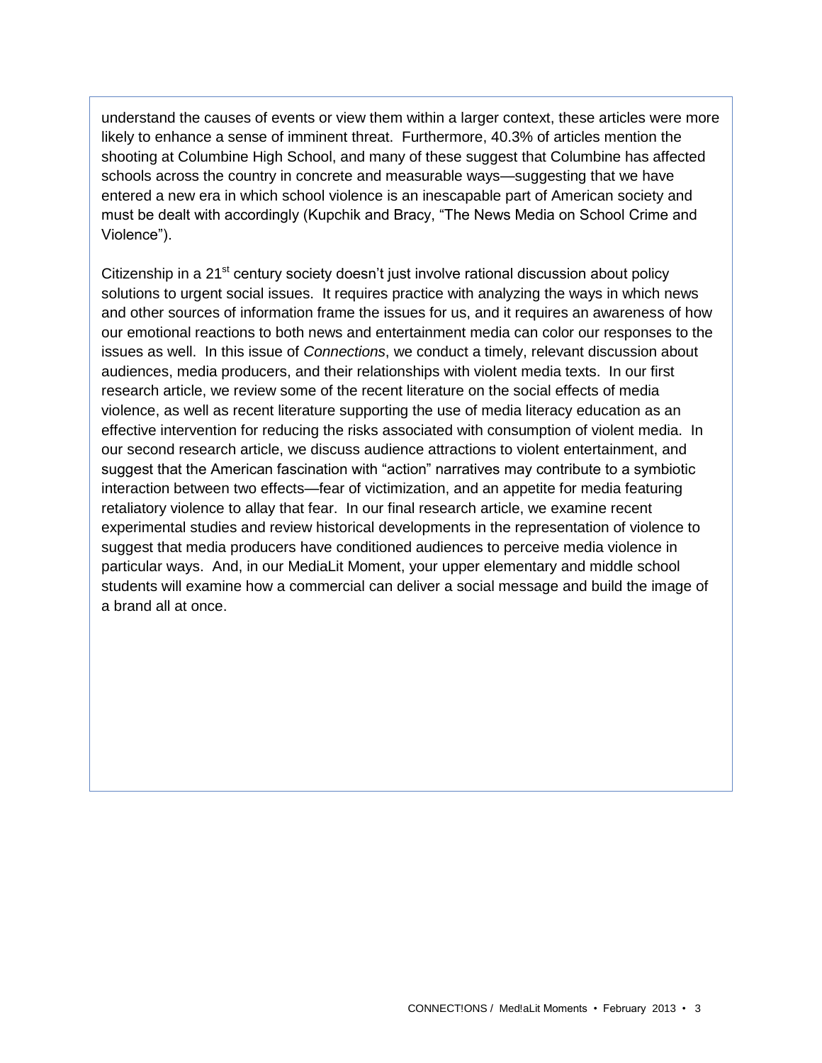understand the causes of events or view them within a larger context, these articles were more likely to enhance a sense of imminent threat. Furthermore, 40.3% of articles mention the shooting at Columbine High School, and many of these suggest that Columbine has affected schools across the country in concrete and measurable ways—suggesting that we have entered a new era in which school violence is an inescapable part of American society and must be dealt with accordingly (Kupchik and Bracy, "The News Media on School Crime and Violence").

Citizenship in a 21st century society doesn't just involve rational discussion about policy solutions to urgent social issues. It requires practice with analyzing the ways in which news and other sources of information frame the issues for us, and it requires an awareness of how our emotional reactions to both news and entertainment media can color our responses to the issues as well. In this issue of *Connections*, we conduct a timely, relevant discussion about audiences, media producers, and their relationships with violent media texts. In our first research article, we review some of the recent literature on the social effects of media violence, as well as recent literature supporting the use of media literacy education as an effective intervention for reducing the risks associated with consumption of violent media. In our second research article, we discuss audience attractions to violent entertainment, and suggest that the American fascination with "action" narratives may contribute to a symbiotic interaction between two effects—fear of victimization, and an appetite for media featuring retaliatory violence to allay that fear. In our final research article, we examine recent experimental studies and review historical developments in the representation of violence to suggest that media producers have conditioned audiences to perceive media violence in particular ways. And, in our MediaLit Moment, your upper elementary and middle school students will examine how a commercial can deliver a social message and build the image of a brand all at once.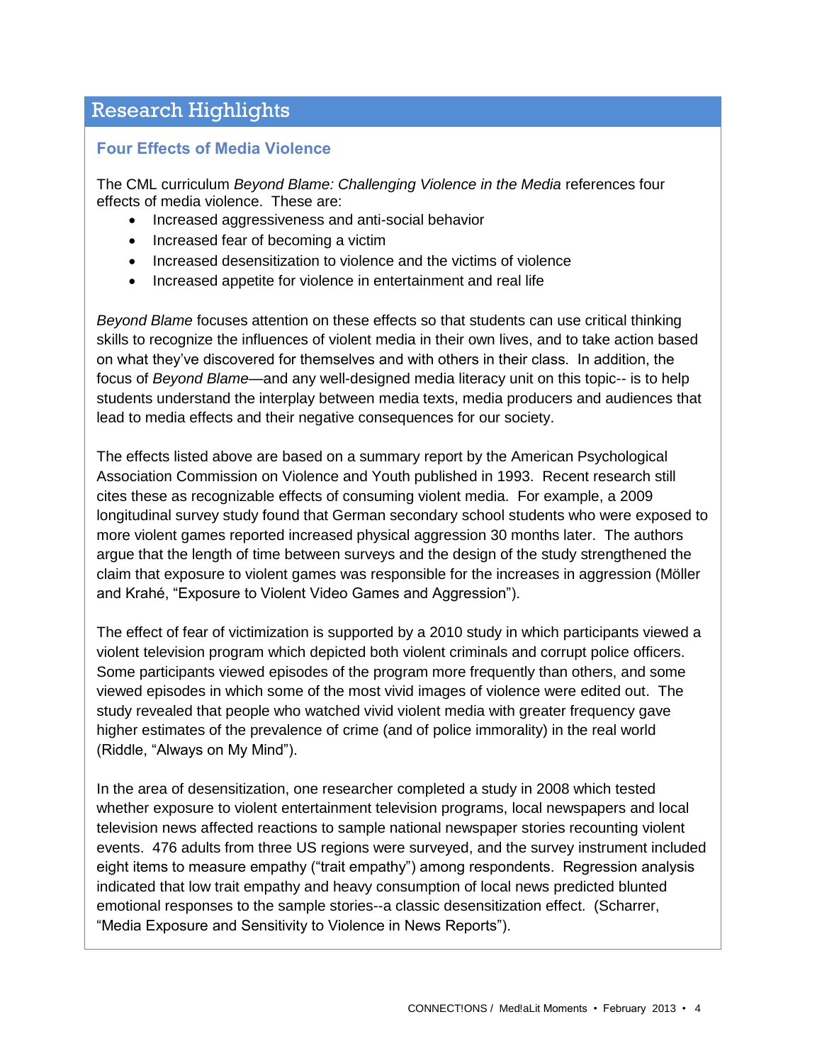## Research Highlights

### Four Effects of Media Violence

The CML curriculum *Beyond Blame: Challenging Violence in the Media* references four effects of media violence. These are:

- Increased aggressiveness and anti-social behavior
- Increased fear of becoming a victim
- Increased desensitization to violence and the victims of violence
- Increased appetite for violence in entertainment and real life

*Beyond Blame* focuses attention on these effects so that students can use critical thinking skills to recognize the influences of violent media in their own lives, and to take action based on what they've discovered for themselves and with others in their class. In addition, the focus of *Beyond Blame*—and any well-designed media literacy unit on this topic-- is to help students understand the interplay between media texts, media producers and audiences that lead to media effects and their negative consequences for our society.

The effects listed above are based on a summary report by the American Psychological Association Commission on Violence and Youth published in 1993. Recent research still cites these as recognizable effects of consuming violent media. For example, a 2009 longitudinal survey study found that German secondary school students who were exposed to more violent games reported increased physical aggression 30 months later. The authors argue that the length of time between surveys and the design of the study strengthened the claim that exposure to violent games was responsible for the increases in aggression (Möller and Krahé, "Exposure to Violent Video Games and Aggression").

The effect of fear of victimization is supported by a 2010 study in which participants viewed a violent television program which depicted both violent criminals and corrupt police officers. Some participants viewed episodes of the program more frequently than others, and some viewed episodes in which some of the most vivid images of violence were edited out. The study revealed that people who watched vivid violent media with greater frequency gave higher estimates of the prevalence of crime (and of police immorality) in the real world (Riddle, "Always on My Mind").

In the area of desensitization, one researcher completed a study in 2008 which tested whether exposure to violent entertainment television programs, local newspapers and local television news affected reactions to sample national newspaper stories recounting violent events. 476 adults from three US regions were surveyed, and the survey instrument included eight items to measure empathy ("trait empathy") among respondents. Regression analysis indicated that low trait empathy and heavy consumption of local news predicted blunted emotional responses to the sample stories--a classic desensitization effect. (Scharrer, "Media Exposure and Sensitivity to Violence in News Reports").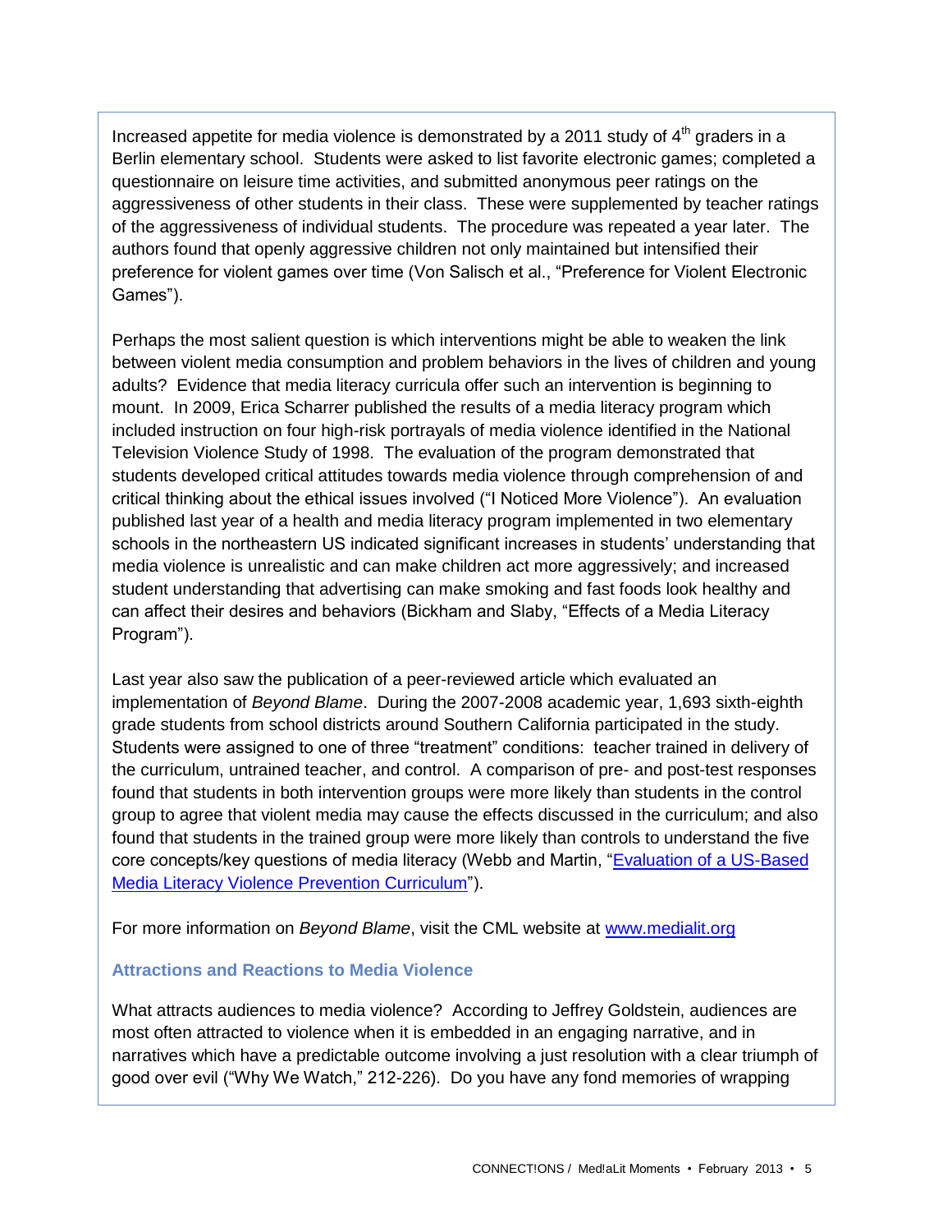Increased appetite for media violence is demonstrated by a 2011 study of 4th graders in a Berlin elementary school. Students were asked to list favorite electronic games; completed a questionnaire on leisure time activities, and submitted anonymous peer ratings on the aggressiveness of other students in their class. These were supplemented by teacher ratings of the aggressiveness of individual students. The procedure was repeated a year later. The authors found that openly aggressive children not only maintained but intensified their preference for violent games over time (Von Salisch et al., "Preference for Violent Electronic Games").

Perhaps the most salient question is which interventions might be able to weaken the link between violent media consumption and problem behaviors in the lives of children and young adults? Evidence that media literacy curricula offer such an intervention is beginning to mount. In 2009, Erica Scharrer published the results of a media literacy program which included instruction on four high-risk portrayals of media violence identified in the National Television Violence Study of 1998. The evaluation of the program demonstrated that students developed critical attitudes towards media violence through comprehension of and critical thinking about the ethical issues involved ("I Noticed More Violence"). An evaluation published last year of a health and media literacy program implemented in two elementary schools in the northeastern US indicated significant increases in students' understanding that media violence is unrealistic and can make children act more aggressively; and increased student understanding that advertising can make smoking and fast foods look healthy and can affect their desires and behaviors (Bickham and Slaby, "Effects of a Media Literacy Program").

Last year also saw the publication of a peer-reviewed article which evaluated an implementation of *Beyond Blame*. During the 2007-2008 academic year, 1,693 sixth-eighth grade students from school districts around Southern California participated in the study. Students were assigned to one of three "treatment" conditions: teacher trained in delivery of the curriculum, untrained teacher, and control. A comparison of pre- and post-test responses found that students in both intervention groups were more likely than students in the control group to agree that violent media may cause the effects discussed in the curriculum; and also found that students in the trained group were more likely than controls to understand the five core concepts/key questions of media literacy (Webb and Martin, "Evaluation of a US-Based Media Literacy Violence Prevention Curriculum").

For more information on *Beyond Blame*, visit the CML website at www.medialit.org

### Attractions and Reactions to Media Violence

What attracts audiences to media violence? According to Jeffrey Goldstein, audiences are most often attracted to violence when it is embedded in an engaging narrative, and in narratives which have a predictable outcome involving a just resolution with a clear triumph of good over evil ("Why We Watch," 212-226). Do you have any fond memories of wrapping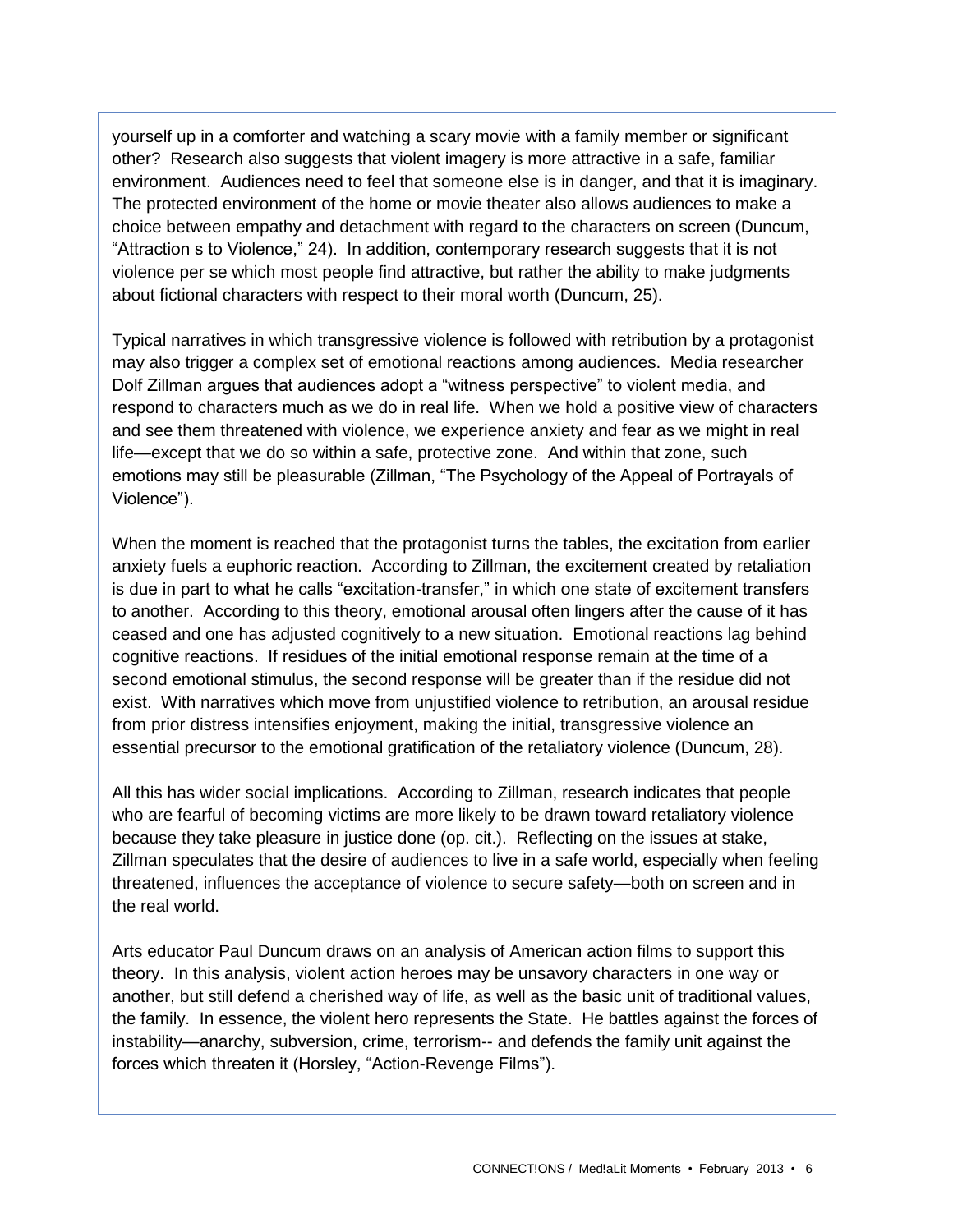yourself up in a comforter and watching a scary movie with a family member or significant other? Research also suggests that violent imagery is more attractive in a safe, familiar environment. Audiences need to feel that someone else is in danger, and that it is imaginary. The protected environment of the home or movie theater also allows audiences to make a choice between empathy and detachment with regard to the characters on screen (Duncum, "Attraction s to Violence," 24). In addition, contemporary research suggests that it is not violence per se which most people find attractive, but rather the ability to make judgments about fictional characters with respect to their moral worth (Duncum, 25).

Typical narratives in which transgressive violence is followed with retribution by a protagonist may also trigger a complex set of emotional reactions among audiences. Media researcher Dolf Zillman argues that audiences adopt a "witness perspective" to violent media, and respond to characters much as we do in real life. When we hold a positive view of characters and see them threatened with violence, we experience anxiety and fear as we might in real life—except that we do so within a safe, protective zone. And within that zone, such emotions may still be pleasurable (Zillman, "The Psychology of the Appeal of Portrayals of Violence").

When the moment is reached that the protagonist turns the tables, the excitation from earlier anxiety fuels a euphoric reaction. According to Zillman, the excitement created by retaliation is due in part to what he calls "excitation-transfer," in which one state of excitement transfers to another. According to this theory, emotional arousal often lingers after the cause of it has ceased and one has adjusted cognitively to a new situation. Emotional reactions lag behind cognitive reactions. If residues of the initial emotional response remain at the time of a second emotional stimulus, the second response will be greater than if the residue did not exist. With narratives which move from unjustified violence to retribution, an arousal residue from prior distress intensifies enjoyment, making the initial, transgressive violence an essential precursor to the emotional gratification of the retaliatory violence (Duncum, 28).

All this has wider social implications. According to Zillman, research indicates that people who are fearful of becoming victims are more likely to be drawn toward retaliatory violence because they take pleasure in justice done (op. cit.). Reflecting on the issues at stake, Zillman speculates that the desire of audiences to live in a safe world, especially when feeling threatened, influences the acceptance of violence to secure safety—both on screen and in the real world.

Arts educator Paul Duncum draws on an analysis of American action films to support this theory. In this analysis, violent action heroes may be unsavory characters in one way or another, but still defend a cherished way of life, as well as the basic unit of traditional values, the family. In essence, the violent hero represents the State. He battles against the forces of instability—anarchy, subversion, crime, terrorism-- and defends the family unit against the forces which threaten it (Horsley, "Action-Revenge Films").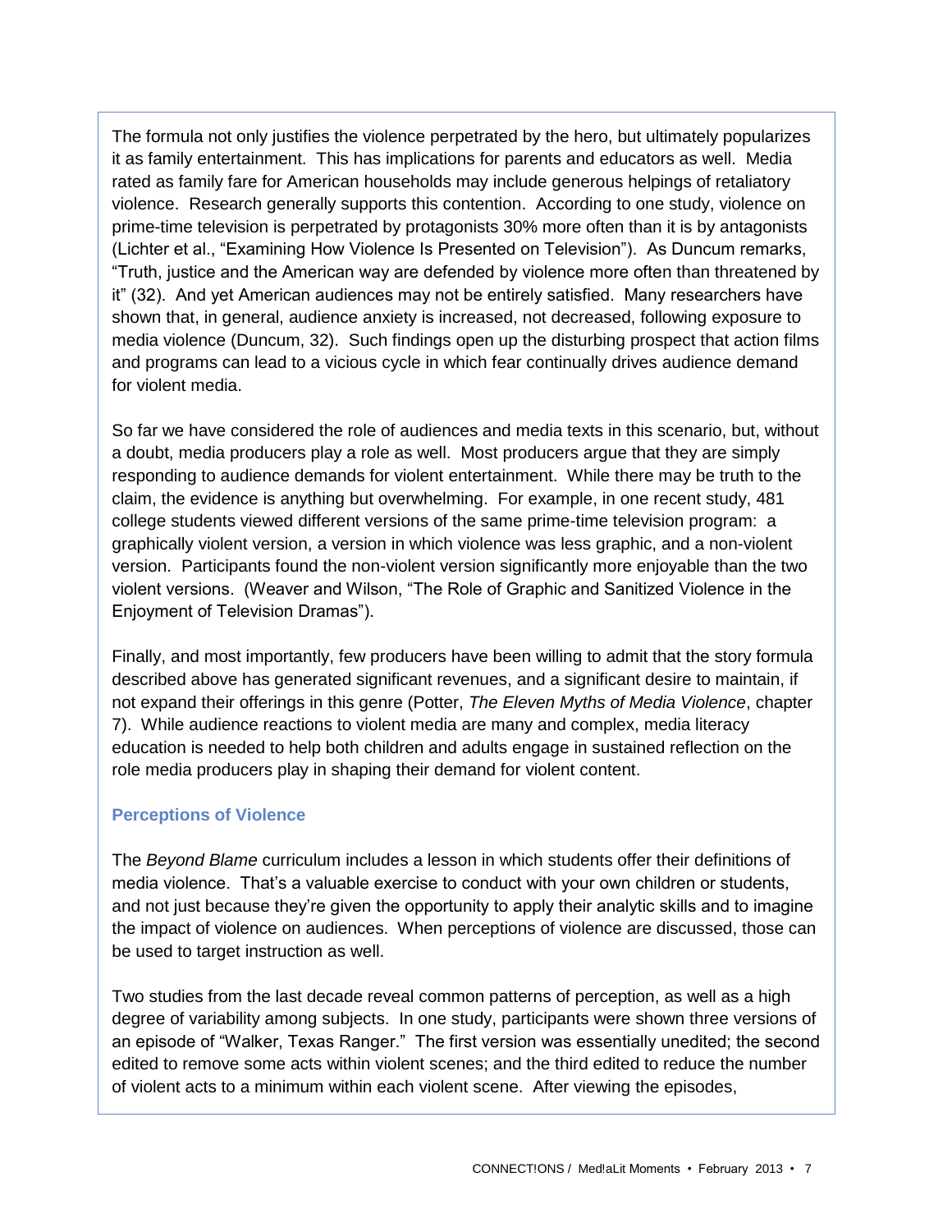The formula not only justifies the violence perpetrated by the hero, but ultimately popularizes it as family entertainment. This has implications for parents and educators as well. Media rated as family fare for American households may include generous helpings of retaliatory violence. Research generally supports this contention. According to one study, violence on prime-time television is perpetrated by protagonists 30% more often than it is by antagonists (Lichter et al., "Examining How Violence Is Presented on Television"). As Duncum remarks, "Truth, justice and the American way are defended by violence more often than threatened by it" (32). And yet American audiences may not be entirely satisfied. Many researchers have shown that, in general, audience anxiety is increased, not decreased, following exposure to media violence (Duncum, 32). Such findings open up the disturbing prospect that action films and programs can lead to a vicious cycle in which fear continually drives audience demand for violent media.

So far we have considered the role of audiences and media texts in this scenario, but, without a doubt, media producers play a role as well. Most producers argue that they are simply responding to audience demands for violent entertainment. While there may be truth to the claim, the evidence is anything but overwhelming. For example, in one recent study, 481 college students viewed different versions of the same prime-time television program: a graphically violent version, a version in which violence was less graphic, and a non-violent version. Participants found the non-violent version significantly more enjoyable than the two violent versions. (Weaver and Wilson, "The Role of Graphic and Sanitized Violence in the Enjoyment of Television Dramas").

Finally, and most importantly, few producers have been willing to admit that the story formula described above has generated significant revenues, and a significant desire to maintain, if not expand their offerings in this genre (Potter, *The Eleven Myths of Media Violence*, chapter 7). While audience reactions to violent media are many and complex, media literacy education is needed to help both children and adults engage in sustained reflection on the role media producers play in shaping their demand for violent content.

### Perceptions of Violence

The *Beyond Blame* curriculum includes a lesson in which students offer their definitions of media violence. That's a valuable exercise to conduct with your own children or students, and not just because they're given the opportunity to apply their analytic skills and to imagine the impact of violence on audiences. When perceptions of violence are discussed, those can be used to target instruction as well.

Two studies from the last decade reveal common patterns of perception, as well as a high degree of variability among subjects. In one study, participants were shown three versions of an episode of "Walker, Texas Ranger." The first version was essentially unedited; the second edited to remove some acts within violent scenes; and the third edited to reduce the number of violent acts to a minimum within each violent scene. After viewing the episodes,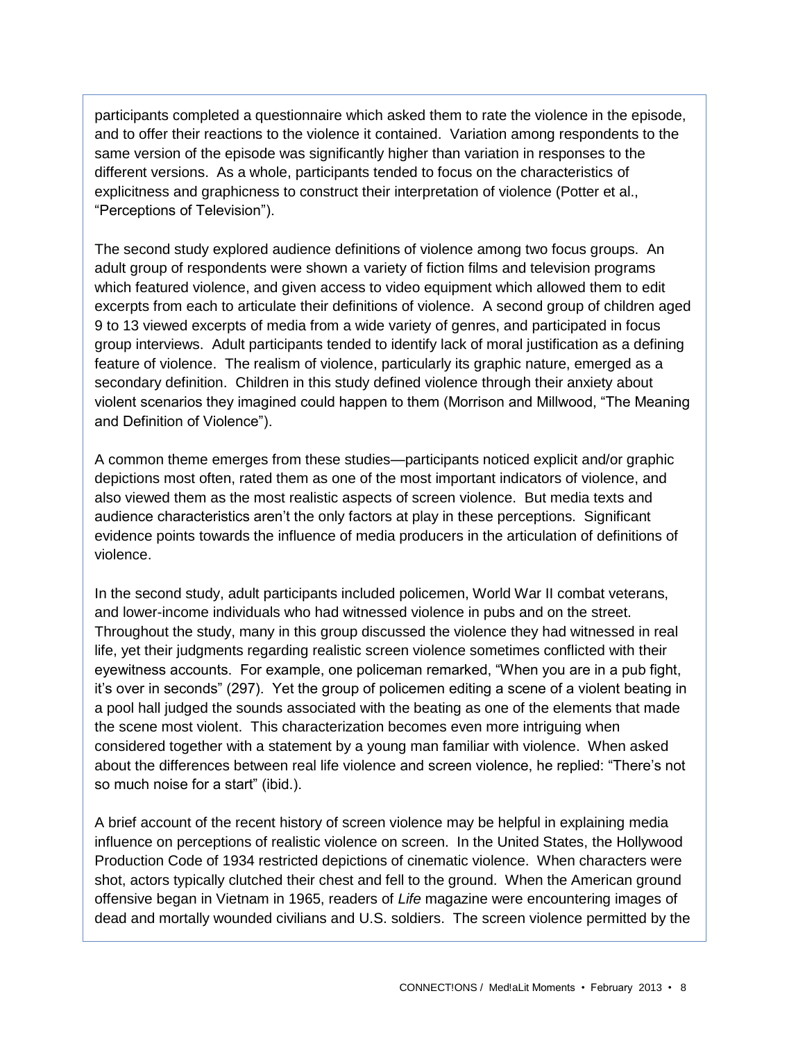participants completed a questionnaire which asked them to rate the violence in the episode, and to offer their reactions to the violence it contained. Variation among respondents to the same version of the episode was significantly higher than variation in responses to the different versions. As a whole, participants tended to focus on the characteristics of explicitness and graphicness to construct their interpretation of violence (Potter et al., "Perceptions of Television").

The second study explored audience definitions of violence among two focus groups. An adult group of respondents were shown a variety of fiction films and television programs which featured violence, and given access to video equipment which allowed them to edit excerpts from each to articulate their definitions of violence. A second group of children aged 9 to 13 viewed excerpts of media from a wide variety of genres, and participated in focus group interviews. Adult participants tended to identify lack of moral justification as a defining feature of violence. The realism of violence, particularly its graphic nature, emerged as a secondary definition. Children in this study defined violence through their anxiety about violent scenarios they imagined could happen to them (Morrison and Millwood, "The Meaning and Definition of Violence").

A common theme emerges from these studies—participants noticed explicit and/or graphic depictions most often, rated them as one of the most important indicators of violence, and also viewed them as the most realistic aspects of screen violence. But media texts and audience characteristics aren't the only factors at play in these perceptions. Significant evidence points towards the influence of media producers in the articulation of definitions of violence.

In the second study, adult participants included policemen, World War II combat veterans, and lower-income individuals who had witnessed violence in pubs and on the street. Throughout the study, many in this group discussed the violence they had witnessed in real life, yet their judgments regarding realistic screen violence sometimes conflicted with their eyewitness accounts. For example, one policeman remarked, "When you are in a pub fight, it's over in seconds" (297). Yet the group of policemen editing a scene of a violent beating in a pool hall judged the sounds associated with the beating as one of the elements that made the scene most violent. This characterization becomes even more intriguing when considered together with a statement by a young man familiar with violence. When asked about the differences between real life violence and screen violence, he replied: "There's not so much noise for a start" (ibid.).

A brief account of the recent history of screen violence may be helpful in explaining media influence on perceptions of realistic violence on screen. In the United States, the Hollywood Production Code of 1934 restricted depictions of cinematic violence. When characters were shot, actors typically clutched their chest and fell to the ground. When the American ground offensive began in Vietnam in 1965, readers of *Life* magazine were encountering images of dead and mortally wounded civilians and U.S. soldiers. The screen violence permitted by the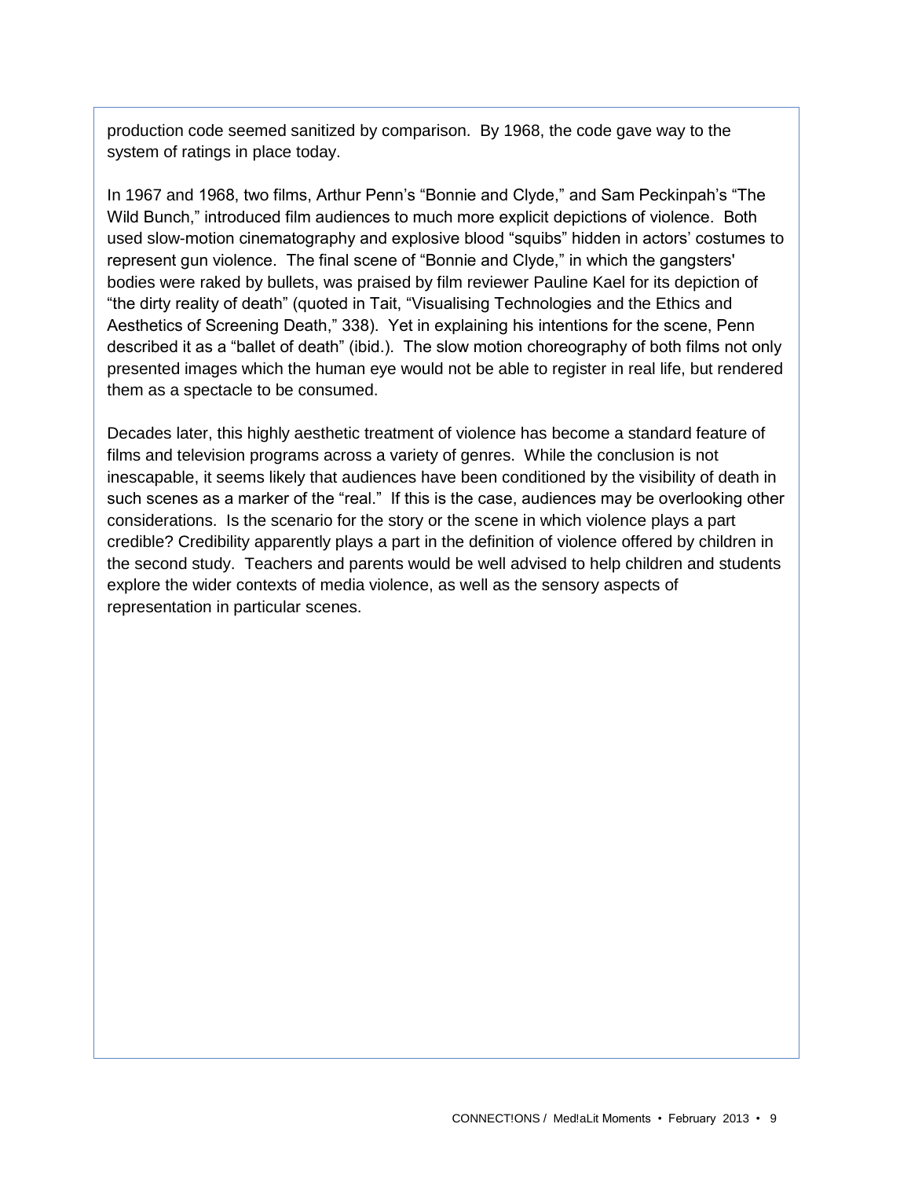production code seemed sanitized by comparison. By 1968, the code gave way to the system of ratings in place today.

In 1967 and 1968, two films, Arthur Penn's "Bonnie and Clyde," and Sam Peckinpah's "The Wild Bunch," introduced film audiences to much more explicit depictions of violence. Both used slow-motion cinematography and explosive blood "squibs" hidden in actors' costumes to represent gun violence. The final scene of "Bonnie and Clyde," in which the gangsters' bodies were raked by bullets, was praised by film reviewer Pauline Kael for its depiction of "the dirty reality of death" (quoted in Tait, "Visualising Technologies and the Ethics and Aesthetics of Screening Death," 338). Yet in explaining his intentions for the scene, Penn described it as a "ballet of death" (ibid.). The slow motion choreography of both films not only presented images which the human eye would not be able to register in real life, but rendered them as a spectacle to be consumed.

Decades later, this highly aesthetic treatment of violence has become a standard feature of films and television programs across a variety of genres. While the conclusion is not inescapable, it seems likely that audiences have been conditioned by the visibility of death in such scenes as a marker of the "real." If this is the case, audiences may be overlooking other considerations. Is the scenario for the story or the scene in which violence plays a part credible? Credibility apparently plays a part in the definition of violence offered by children in the second study. Teachers and parents would be well advised to help children and students explore the wider contexts of media violence, as well as the sensory aspects of representation in particular scenes.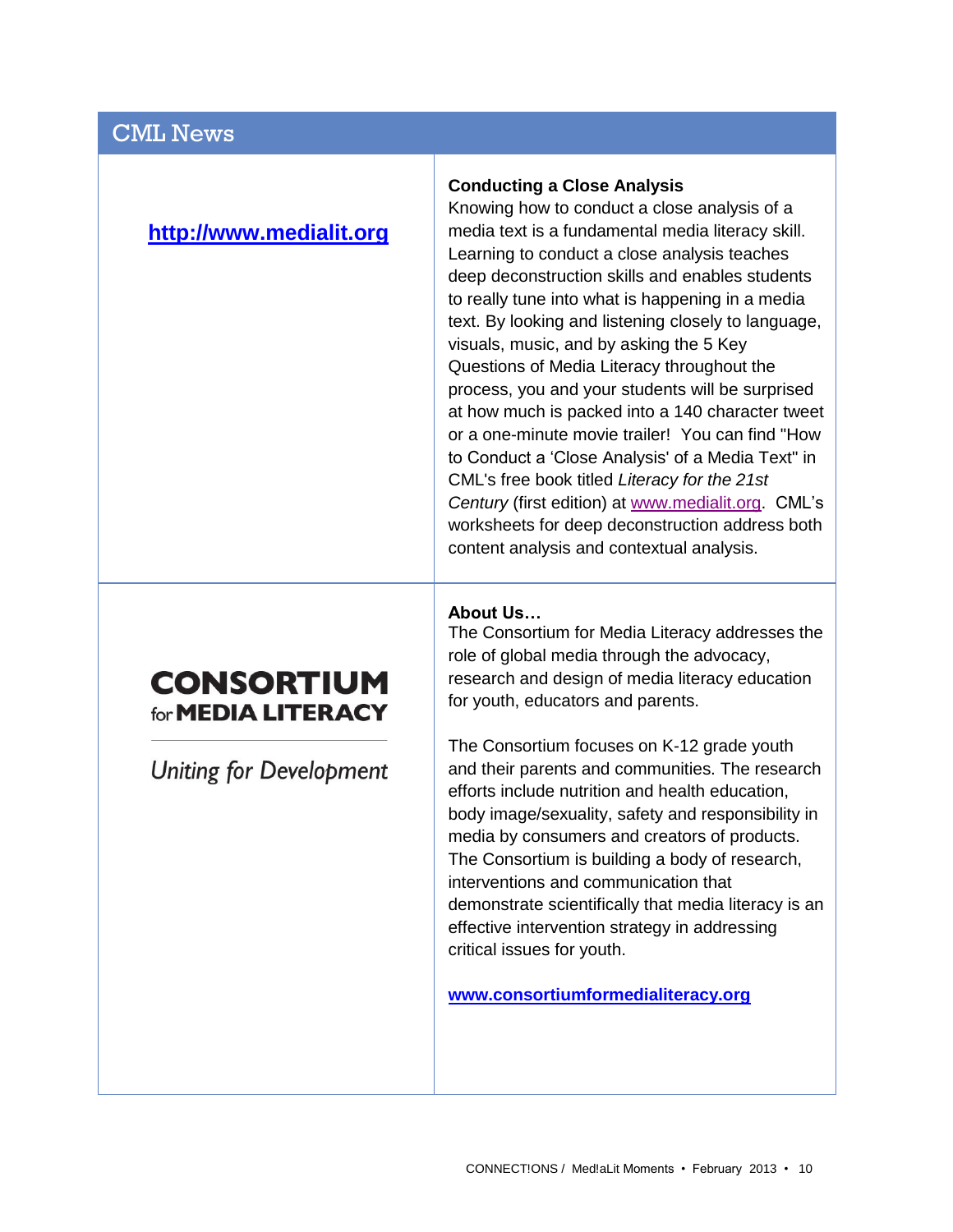## CML News

**http://www.medialit.org**

**Conducting a Close Analysis**

Knowing how to conduct a close analysis of a media text is a fundamental media literacy skill. Learning to conduct a close analysis teaches deep deconstruction skills and enables students to really tune into what is happening in a media text. By looking and listening closely to language, visuals, music, and by asking the 5 Key Questions of Media Literacy throughout the process, you and your students will be surprised at how much is packed into a 140 character tweet or a one-minute movie trailer! You can find "How to Conduct a 'Close Analysis' of a Media Text" in CML's free book titled *Literacy for the 21st Century* (first edition) at www.medialit.org. CML's worksheets for deep deconstruction address both content analysis and contextual analysis.

**CONSORTIUM for MEDIA LITERACY**

*Uniting for Development*

**About Us…**

The Consortium for Media Literacy addresses the role of global media through the advocacy, research and design of media literacy education for youth, educators and parents.

The Consortium focuses on K-12 grade youth and their parents and communities. The research efforts include nutrition and health education, body image/sexuality, safety and responsibility in media by consumers and creators of products. The Consortium is building a body of research, interventions and communication that demonstrate scientifically that media literacy is an effective intervention strategy in addressing critical issues for youth.

**www.consortiumformedialiteracy.org**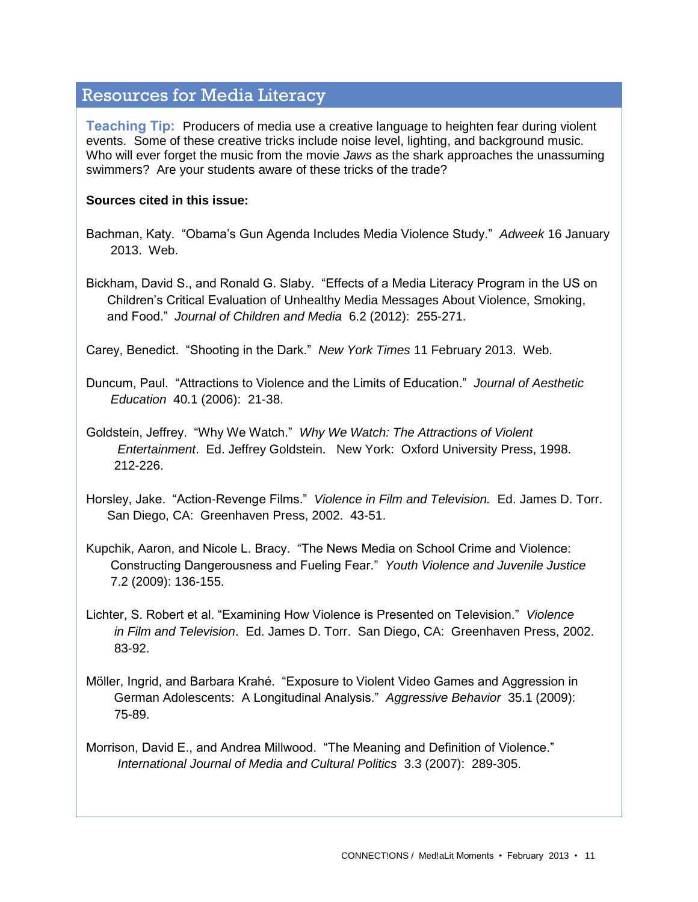## Resources for Media Literacy

**Teaching Tip:** Producers of media use a creative language to heighten fear during violent events. Some of these creative tricks include noise level, lighting, and background music. Who will ever forget the music from the movie *Jaws* as the shark approaches the unassuming swimmers? Are your students aware of these tricks of the trade?

**Sources cited in this issue:**

Bachman, Katy. "Obama's Gun Agenda Includes Media Violence Study." *Adweek* 16 January 2013. Web.

Bickham, David S., and Ronald G. Slaby. "Effects of a Media Literacy Program in the US on Children's Critical Evaluation of Unhealthy Media Messages About Violence, Smoking, and Food." *Journal of Children and Media* 6.2 (2012): 255-271.

Carey, Benedict. "Shooting in the Dark." *New York Times* 11 February 2013. Web.

Duncum, Paul. "Attractions to Violence and the Limits of Education." *Journal of Aesthetic Education* 40.1 (2006): 21-38.

Goldstein, Jeffrey. "Why We Watch." *Why We Watch: The Attractions of Violent Entertainment*. Ed. Jeffrey Goldstein. New York: Oxford University Press, 1998. 212-226.

Horsley, Jake. "Action-Revenge Films." *Violence in Film and Television.* Ed. James D. Torr. San Diego, CA: Greenhaven Press, 2002. 43-51.

Kupchik, Aaron, and Nicole L. Bracy. "The News Media on School Crime and Violence: Constructing Dangerousness and Fueling Fear." *Youth Violence and Juvenile Justice* 7.2 (2009): 136-155.

Lichter, S. Robert et al. "Examining How Violence is Presented on Television." *Violence in Film and Television*. Ed. James D. Torr. San Diego, CA: Greenhaven Press, 2002. 83-92.

Möller, Ingrid, and Barbara Krahé. "Exposure to Violent Video Games and Aggression in German Adolescents: A Longitudinal Analysis." *Aggressive Behavior* 35.1 (2009): 75-89.

Morrison, David E., and Andrea Millwood. "The Meaning and Definition of Violence." *International Journal of Media and Cultural Politics* 3.3 (2007): 289-305.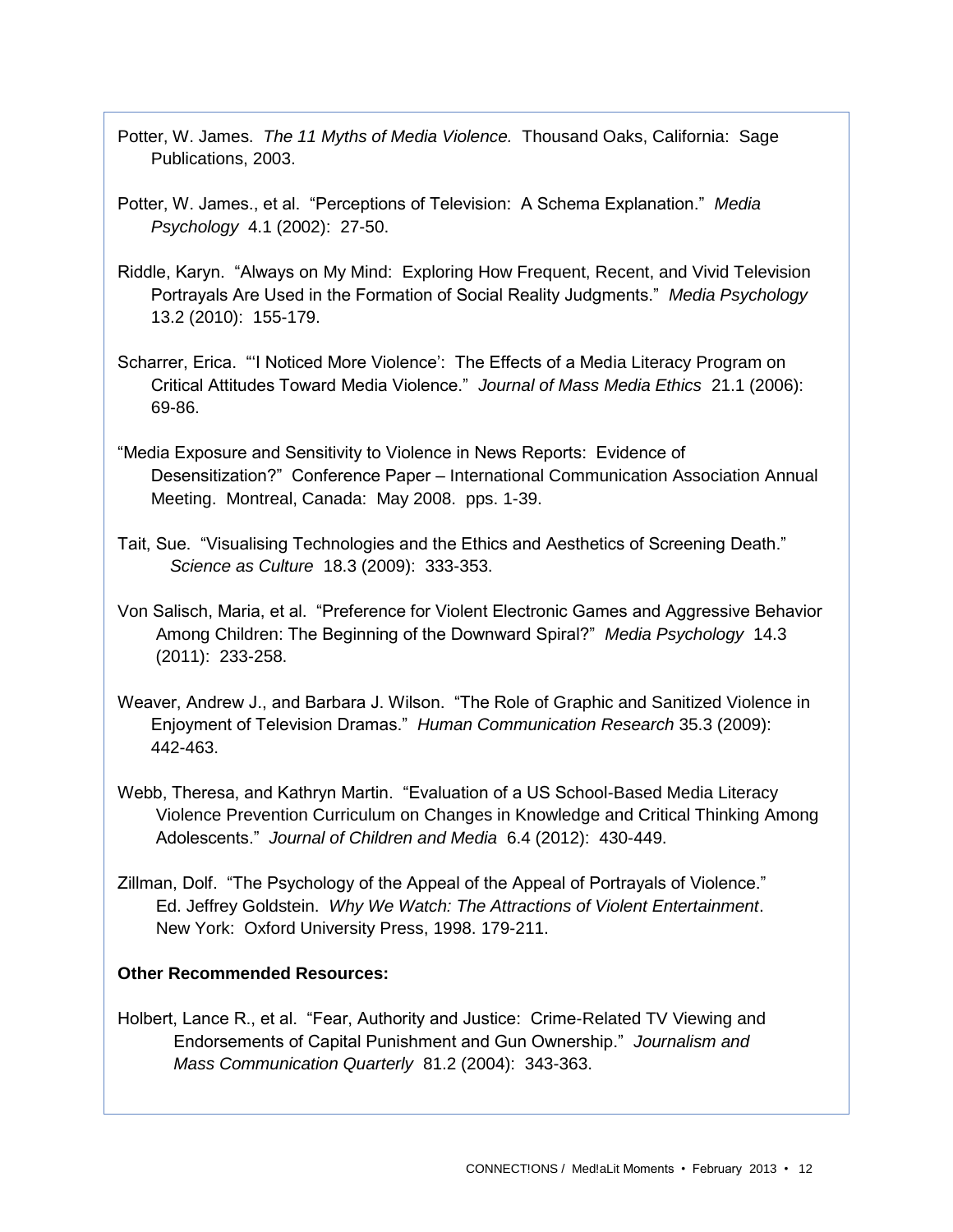Potter, W. James. *The 11 Myths of Media Violence.* Thousand Oaks, California: Sage Publications, 2003.

Potter, W. James., et al. "Perceptions of Television: A Schema Explanation." *Media Psychology* 4.1 (2002): 27-50.

Riddle, Karyn. "Always on My Mind: Exploring How Frequent, Recent, and Vivid Television Portrayals Are Used in the Formation of Social Reality Judgments." *Media Psychology* 13.2 (2010): 155-179.

Scharrer, Erica. "'I Noticed More Violence': The Effects of a Media Literacy Program on Critical Attitudes Toward Media Violence." *Journal of Mass Media Ethics* 21.1 (2006): 69-86.

"Media Exposure and Sensitivity to Violence in News Reports: Evidence of Desensitization?" Conference Paper – International Communication Association Annual Meeting. Montreal, Canada: May 2008. pps. 1-39.

Tait, Sue. "Visualising Technologies and the Ethics and Aesthetics of Screening Death." *Science as Culture* 18.3 (2009): 333-353.

Von Salisch, Maria, et al. "Preference for Violent Electronic Games and Aggressive Behavior Among Children: The Beginning of the Downward Spiral?" *Media Psychology* 14.3 (2011): 233-258.

Weaver, Andrew J., and Barbara J. Wilson. "The Role of Graphic and Sanitized Violence in Enjoyment of Television Dramas." *Human Communication Research* 35.3 (2009): 442-463.

Webb, Theresa, and Kathryn Martin. "Evaluation of a US School-Based Media Literacy Violence Prevention Curriculum on Changes in Knowledge and Critical Thinking Among Adolescents." *Journal of Children and Media* 6.4 (2012): 430-449.

Zillman, Dolf. "The Psychology of the Appeal of the Appeal of Portrayals of Violence." Ed. Jeffrey Goldstein. *Why We Watch: The Attractions of Violent Entertainment*. New York: Oxford University Press, 1998. 179-211.

**Other Recommended Resources:**

Holbert, Lance R., et al. "Fear, Authority and Justice: Crime-Related TV Viewing and Endorsements of Capital Punishment and Gun Ownership." *Journalism and Mass Communication Quarterly* 81.2 (2004): 343-363.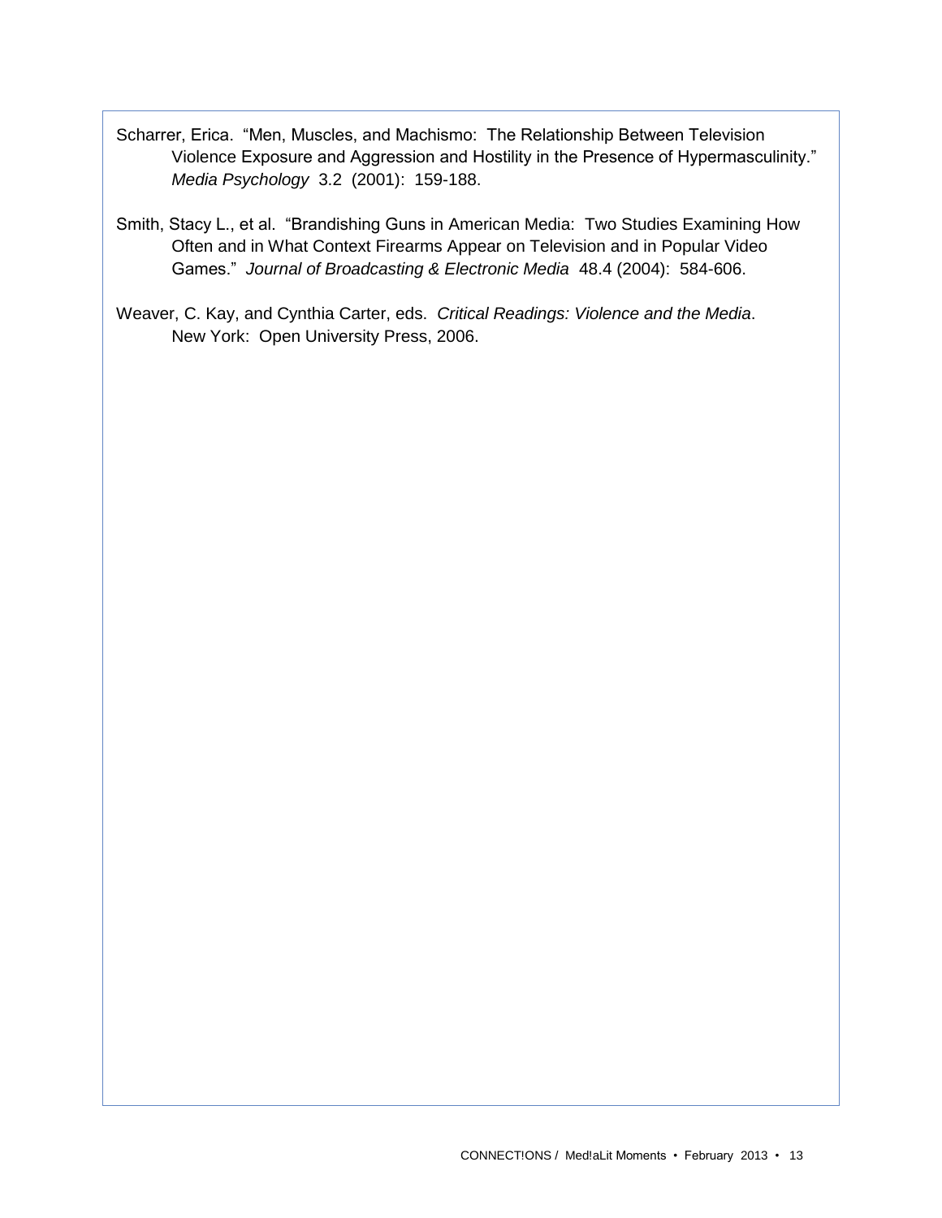Scharrer, Erica. "Men, Muscles, and Machismo: The Relationship Between Television Violence Exposure and Aggression and Hostility in the Presence of Hypermasculinity." *Media Psychology* 3.2 (2001): 159-188.

Smith, Stacy L., et al. "Brandishing Guns in American Media: Two Studies Examining How Often and in What Context Firearms Appear on Television and in Popular Video Games." *Journal of Broadcasting & Electronic Media* 48.4 (2004): 584-606.

Weaver, C. Kay, and Cynthia Carter, eds. *Critical Readings: Violence and the Media*. New York: Open University Press, 2006.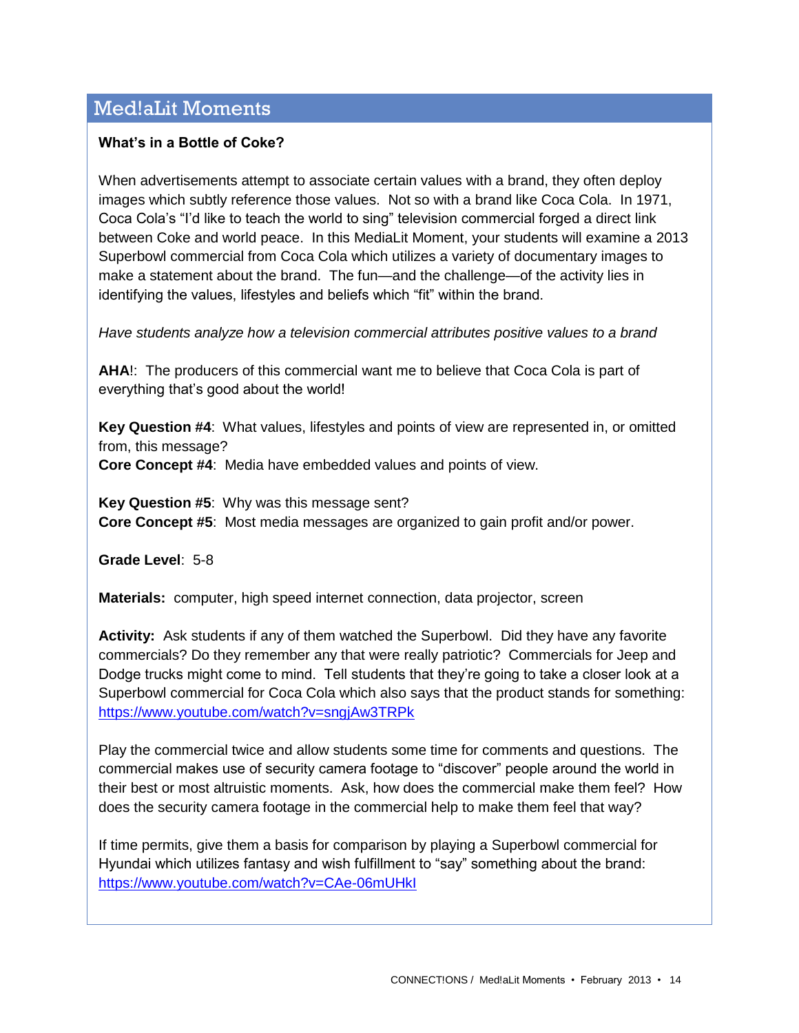## Med!aLit Moments

**What's in a Bottle of Coke?**

When advertisements attempt to associate certain values with a brand, they often deploy images which subtly reference those values. Not so with a brand like Coca Cola. In 1971, Coca Cola's "I'd like to teach the world to sing" television commercial forged a direct link between Coke and world peace. In this MediaLit Moment, your students will examine a 2013 Superbowl commercial from Coca Cola which utilizes a variety of documentary images to make a statement about the brand. The fun—and the challenge—of the activity lies in identifying the values, lifestyles and beliefs which "fit" within the brand.

*Have students analyze how a television commercial attributes positive values to a brand*

**AHA**!: The producers of this commercial want me to believe that Coca Cola is part of everything that's good about the world!

**Key Question #4**: What values, lifestyles and points of view are represented in, or omitted from, this message?
**Core Concept #4**: Media have embedded values and points of view.

**Key Question #5**: Why was this message sent?
**Core Concept #5**: Most media messages are organized to gain profit and/or power.

**Grade Level**: 5-8

**Materials:** computer, high speed internet connection, data projector, screen

**Activity:** Ask students if any of them watched the Superbowl. Did they have any favorite commercials? Do they remember any that were really patriotic? Commercials for Jeep and Dodge trucks might come to mind. Tell students that they're going to take a closer look at a Superbowl commercial for Coca Cola which also says that the product stands for something: https://www.youtube.com/watch?v=sngjAw3TRPk

Play the commercial twice and allow students some time for comments and questions. The commercial makes use of security camera footage to "discover" people around the world in their best or most altruistic moments. Ask, how does the commercial make them feel? How does the security camera footage in the commercial help to make them feel that way?

If time permits, give them a basis for comparison by playing a Superbowl commercial for Hyundai which utilizes fantasy and wish fulfillment to "say" something about the brand: https://www.youtube.com/watch?v=CAe-06mUHkI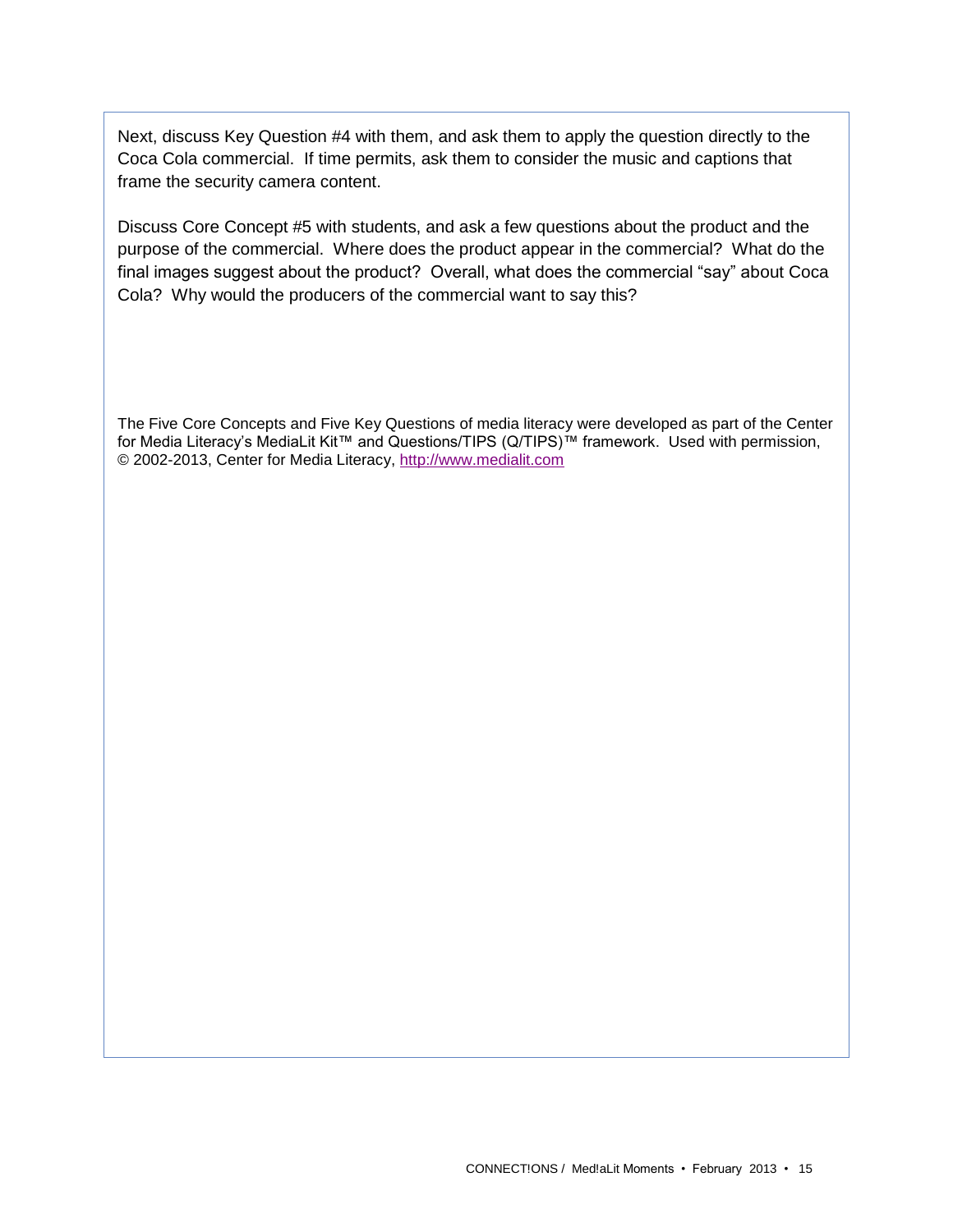Next, discuss Key Question #4 with them, and ask them to apply the question directly to the Coca Cola commercial. If time permits, ask them to consider the music and captions that frame the security camera content.

Discuss Core Concept #5 with students, and ask a few questions about the product and the purpose of the commercial. Where does the product appear in the commercial? What do the final images suggest about the product? Overall, what does the commercial "say" about Coca Cola? Why would the producers of the commercial want to say this?

The Five Core Concepts and Five Key Questions of media literacy were developed as part of the Center for Media Literacy's MediaLit Kit™ and Questions/TIPS (Q/TIPS)™ framework. Used with permission, © 2002-2013, Center for Media Literacy, [http://www.medialit.com](http://www.medialit.com)